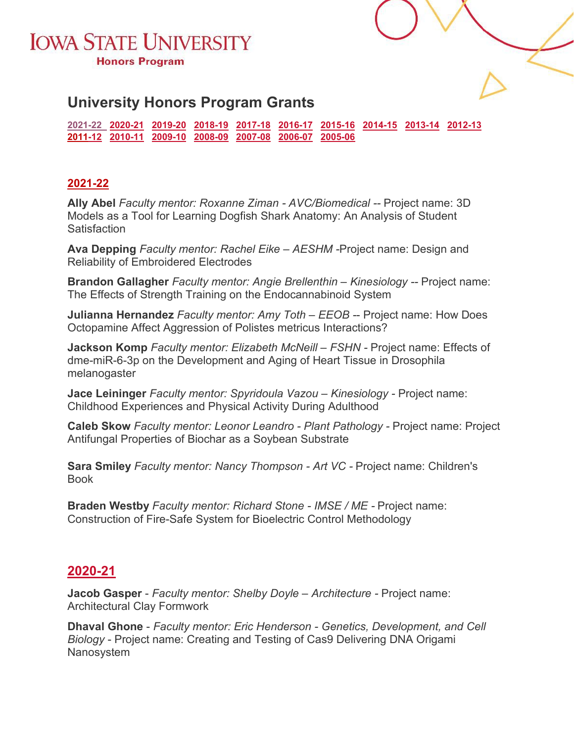# IOWA STATE UNIVERSITY

**Honors Program**

## University Honors Program Grants

2021-22 2020-21 2019-20 2018-19 2017-18 2016-17 2015-16 2014-15 2013-14 2012-13 2011-12 2010-11 2009-10 2008-09 2007-08 2006-07 2005-06

### 2021-22

**Ally Abel** *Faculty mentor: Roxanne Ziman - AVC/Biomedical* -- Project name: 3D Models as a Tool for Learning Dogfish Shark Anatomy: An Analysis of Student Satisfaction

**Ava Depping** *Faculty mentor: Rachel Eike – AESHM* -Project name: Design and Reliability of Embroidered Electrodes

**Brandon Gallagher** *Faculty mentor: Angie Brellenthin – Kinesiology* -- Project name: The Effects of Strength Training on the Endocannabinoid System

**Julianna Hernandez** *Faculty mentor: Amy Toth – EEOB* -- Project name: How Does Octopamine Affect Aggression of Polistes metricus Interactions?

**Jackson Komp** *Faculty mentor: Elizabeth McNeill – FSHN* - Project name: Effects of dme-miR-6-3p on the Development and Aging of Heart Tissue in Drosophila melanogaster

**Jace Leininger** *Faculty mentor: Spyridoula Vazou – Kinesiology* - Project name: Childhood Experiences and Physical Activity During Adulthood

**Caleb Skow** *Faculty mentor: Leonor Leandro - Plant Pathology* - Project name: Project Antifungal Properties of Biochar as a Soybean Substrate

**Sara Smiley** *Faculty mentor: Nancy Thompson - Art VC* - Project name: Children's Book

**Braden Westby** *Faculty mentor: Richard Stone - IMSE / ME* - Project name: Construction of Fire-Safe System for Bioelectric Control Methodology

### 2020-21

**Jacob Gasper** - *Faculty mentor: Shelby Doyle – Architecture* - Project name: Architectural Clay Formwork

**Dhaval Ghone** - *Faculty mentor: Eric Henderson - Genetics, Development, and Cell Biology* - Project name: Creating and Testing of Cas9 Delivering DNA Origami Nanosystem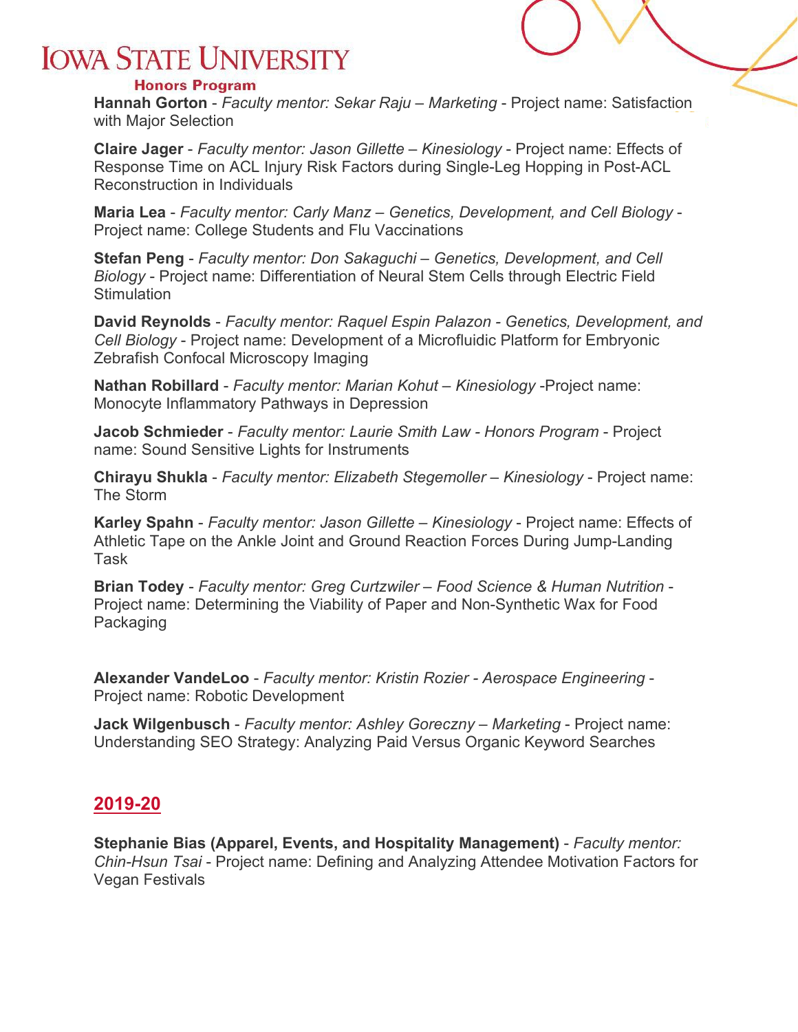**Hannah Gorton** - *Faculty mentor: Sekar Raju – Marketing* - Project name: Satisfaction with Major Selection

**Claire Jager** - *Faculty mentor: Jason Gillette – Kinesiology* - Project name: Effects of Response Time on ACL Injury Risk Factors during Single-Leg Hopping in Post-ACL Reconstruction in Individuals

**Maria Lea** - *Faculty mentor: Carly Manz – Genetics, Development, and Cell Biology* - Project name: College Students and Flu Vaccinations

**Stefan Peng** - *Faculty mentor: Don Sakaguchi – Genetics, Development, and Cell Biology* - Project name: Differentiation of Neural Stem Cells through Electric Field Stimulation

**David Reynolds** - *Faculty mentor: Raquel Espin Palazon - Genetics, Development, and Cell Biology* - Project name: Development of a Microfluidic Platform for Embryonic Zebrafish Confocal Microscopy Imaging

**Nathan Robillard** - *Faculty mentor: Marian Kohut – Kinesiology* -Project name: Monocyte Inflammatory Pathways in Depression

**Jacob Schmieder** - *Faculty mentor: Laurie Smith Law - Honors Program* - Project name: Sound Sensitive Lights for Instruments

**Chirayu Shukla** - *Faculty mentor: Elizabeth Stegemoller – Kinesiology* - Project name: The Storm

**Karley Spahn** - *Faculty mentor: Jason Gillette – Kinesiology* - Project name: Effects of Athletic Tape on the Ankle Joint and Ground Reaction Forces During Jump-Landing Task

**Brian Todey** - *Faculty mentor: Greg Curtzwiler – Food Science & Human Nutrition* - Project name: Determining the Viability of Paper and Non-Synthetic Wax for Food Packaging

**Alexander VandeLoo** - *Faculty mentor: Kristin Rozier - Aerospace Engineering* - Project name: Robotic Development

**Jack Wilgenbusch** - *Faculty mentor: Ashley Goreczny – Marketing* - Project name: Understanding SEO Strategy: Analyzing Paid Versus Organic Keyword Searches

## 2019-20

**Stephanie Bias (Apparel, Events, and Hospitality Management)** - *Faculty mentor: Chin-Hsun Tsai* - Project name: Defining and Analyzing Attendee Motivation Factors for Vegan Festivals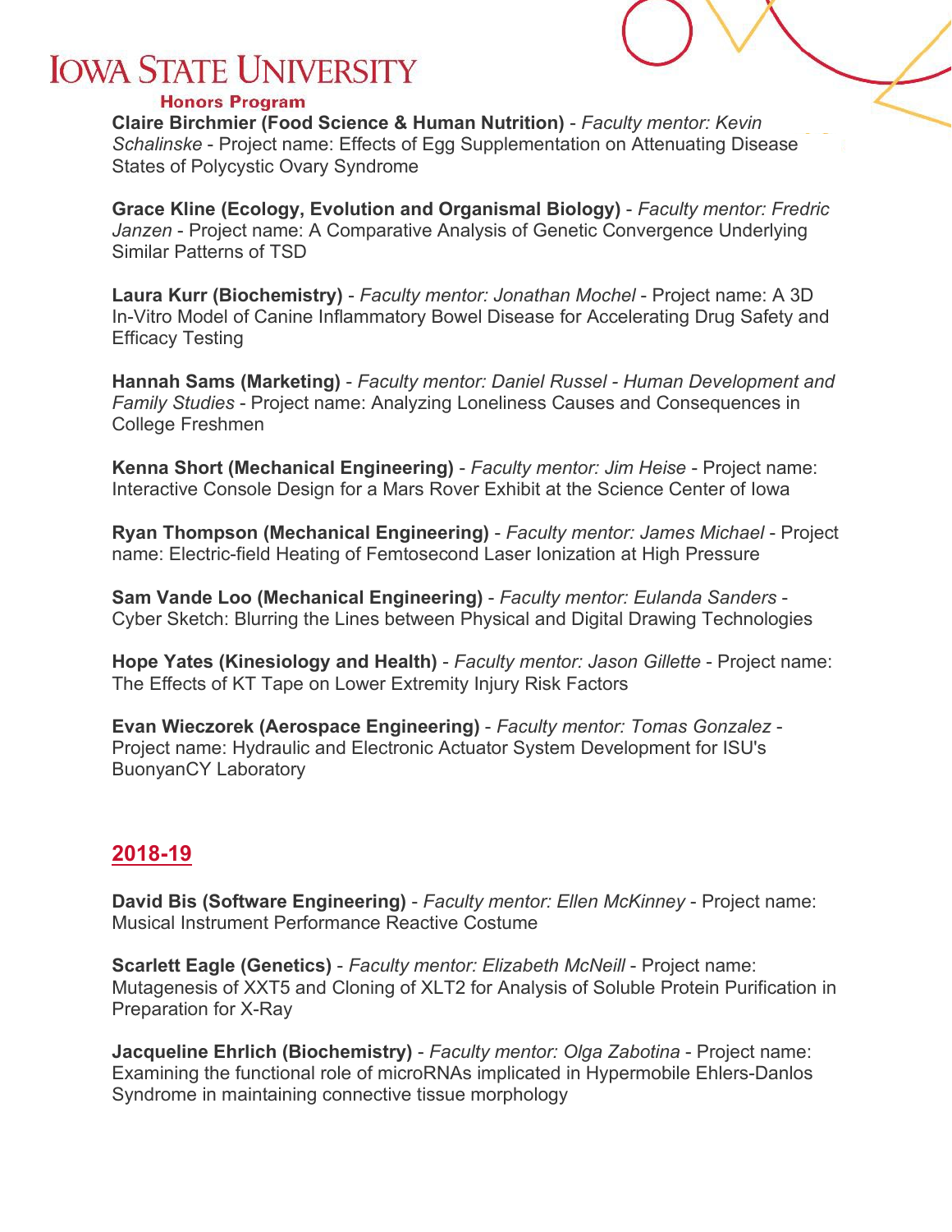**Claire Birchmier (Food Science & Human Nutrition)** - *Faculty mentor: Kevin Schalinske* - Project name: Effects of Egg Supplementation on Attenuating Disease States of Polycystic Ovary Syndrome

**Grace Kline (Ecology, Evolution and Organismal Biology)** - *Faculty mentor: Fredric Janzen* - Project name: A Comparative Analysis of Genetic Convergence Underlying Similar Patterns of TSD

**Laura Kurr (Biochemistry)** - *Faculty mentor: Jonathan Mochel* - Project name: A 3D In-Vitro Model of Canine Inflammatory Bowel Disease for Accelerating Drug Safety and Efficacy Testing

**Hannah Sams (Marketing)** - *Faculty mentor: Daniel Russel - Human Development and Family Studies* - Project name: Analyzing Loneliness Causes and Consequences in College Freshmen

**Kenna Short (Mechanical Engineering)** - *Faculty mentor: Jim Heise* - Project name: Interactive Console Design for a Mars Rover Exhibit at the Science Center of Iowa

**Ryan Thompson (Mechanical Engineering)** - *Faculty mentor: James Michael* - Project name: Electric-field Heating of Femtosecond Laser Ionization at High Pressure

**Sam Vande Loo (Mechanical Engineering)** - *Faculty mentor: Eulanda Sanders* - Cyber Sketch: Blurring the Lines between Physical and Digital Drawing Technologies

**Hope Yates (Kinesiology and Health)** - *Faculty mentor: Jason Gillette* - Project name: The Effects of KT Tape on Lower Extremity Injury Risk Factors

**Evan Wieczorek (Aerospace Engineering)** - *Faculty mentor: Tomas Gonzalez* - Project name: Hydraulic and Electronic Actuator System Development for ISU's BuonyanCY Laboratory

## 2018-19

**David Bis (Software Engineering)** - *Faculty mentor: Ellen McKinney* - Project name: Musical Instrument Performance Reactive Costume

**Scarlett Eagle (Genetics)** - *Faculty mentor: Elizabeth McNeill* - Project name: Mutagenesis of XXT5 and Cloning of XLT2 for Analysis of Soluble Protein Purification in Preparation for X-Ray

**Jacqueline Ehrlich (Biochemistry)** - *Faculty mentor: Olga Zabotina* - Project name: Examining the functional role of microRNAs implicated in Hypermobile Ehlers-Danlos Syndrome in maintaining connective tissue morphology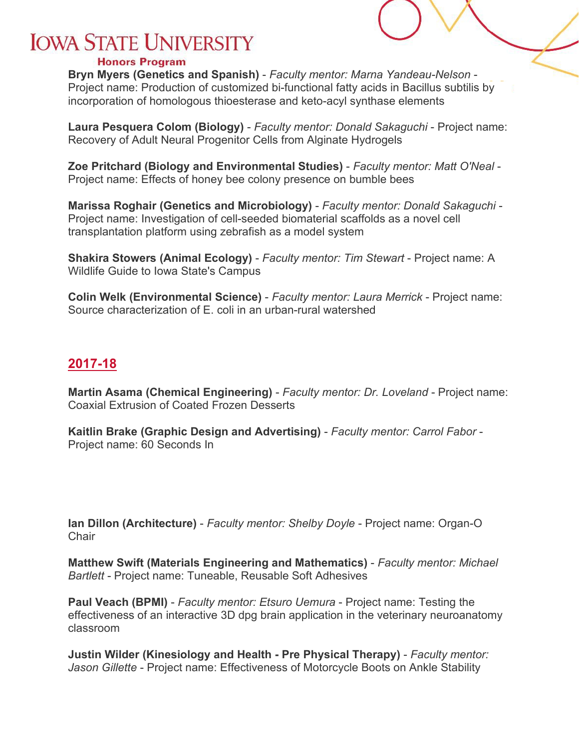**Bryn Myers (Genetics and Spanish)** - *Faculty mentor: Marna Yandeau-Nelson* - Project name: Production of customized bi-functional fatty acids in Bacillus subtilis by incorporation of homologous thioesterase and keto-acyl synthase elements

**Laura Pesquera Colom (Biology)** - *Faculty mentor: Donald Sakaguchi* - Project name: Recovery of Adult Neural Progenitor Cells from Alginate Hydrogels

**Zoe Pritchard (Biology and Environmental Studies)** - *Faculty mentor: Matt O'Neal* - Project name: Effects of honey bee colony presence on bumble bees

**Marissa Roghair (Genetics and Microbiology)** - *Faculty mentor: Donald Sakaguchi* - Project name: Investigation of cell-seeded biomaterial scaffolds as a novel cell transplantation platform using zebrafish as a model system

**Shakira Stowers (Animal Ecology)** - *Faculty mentor: Tim Stewart* - Project name: A Wildlife Guide to Iowa State's Campus

**Colin Welk (Environmental Science)** - *Faculty mentor: Laura Merrick* - Project name: Source characterization of E. coli in an urban-rural watershed

## 2017-18

**Martin Asama (Chemical Engineering)** - *Faculty mentor: Dr. Loveland* - Project name: Coaxial Extrusion of Coated Frozen Desserts

**Kaitlin Brake (Graphic Design and Advertising)** - *Faculty mentor: Carrol Fabor* - Project name: 60 Seconds In

**Ian Dillon (Architecture)** - *Faculty mentor: Shelby Doyle* - Project name: Organ-O Chair

**Matthew Swift (Materials Engineering and Mathematics)** - *Faculty mentor: Michael Bartlett* - Project name: Tuneable, Reusable Soft Adhesives

**Paul Veach (BPMI)** - *Faculty mentor: Etsuro Uemura* - Project name: Testing the effectiveness of an interactive 3D dpg brain application in the veterinary neuroanatomy classroom

**Justin Wilder (Kinesiology and Health - Pre Physical Therapy)** - *Faculty mentor: Jason Gillette* - Project name: Effectiveness of Motorcycle Boots on Ankle Stability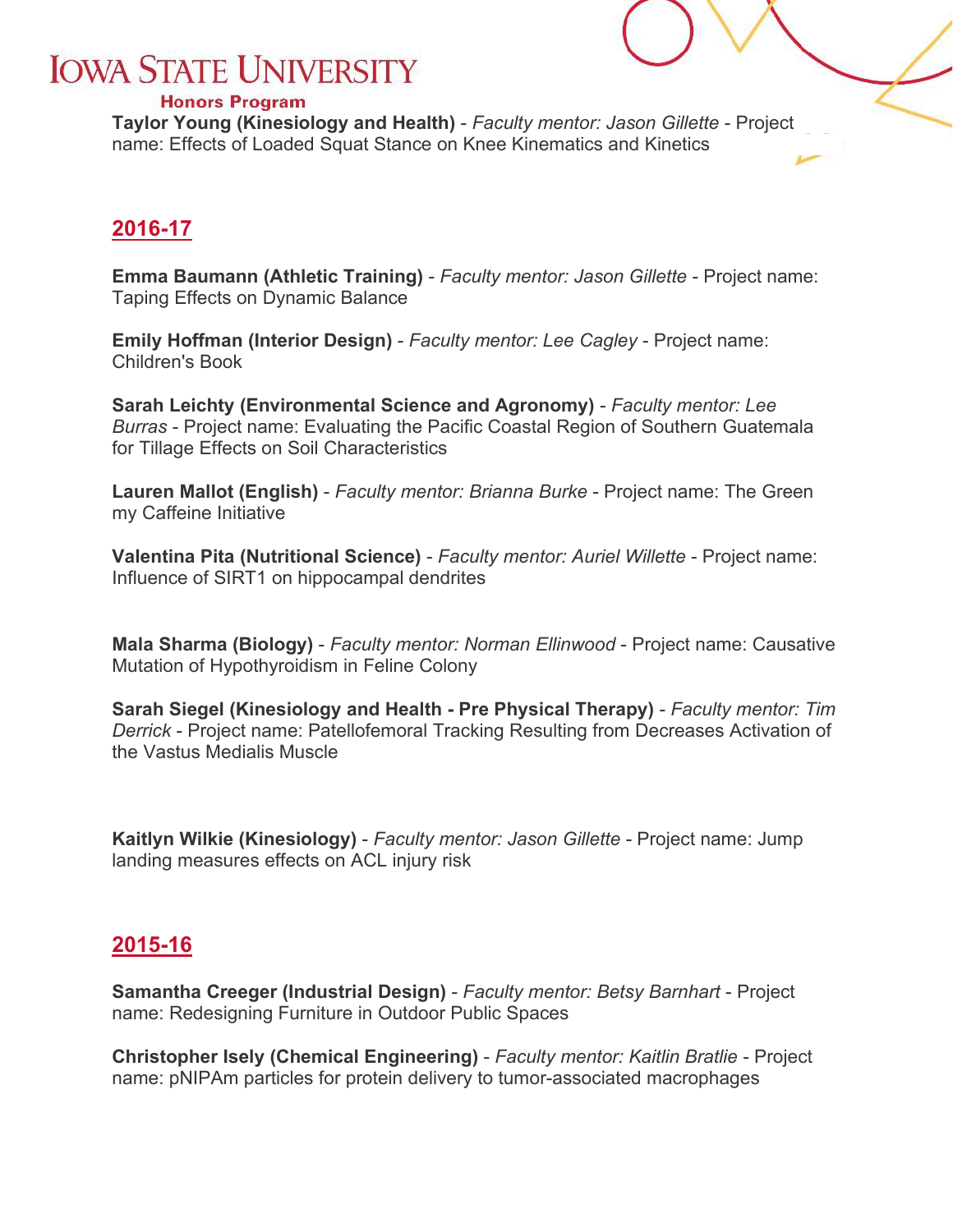**Taylor Young (Kinesiology and Health)** - *Faculty mentor: Jason Gillette* - Project name: Effects of Loaded Squat Stance on Knee Kinematics and Kinetics

## 2016-17

**Emma Baumann (Athletic Training)** - *Faculty mentor: Jason Gillette* - Project name: Taping Effects on Dynamic Balance

**Emily Hoffman (Interior Design)** - *Faculty mentor: Lee Cagley* - Project name: Children's Book

**Sarah Leichty (Environmental Science and Agronomy)** - *Faculty mentor: Lee Burras* - Project name: Evaluating the Pacific Coastal Region of Southern Guatemala for Tillage Effects on Soil Characteristics

**Lauren Mallot (English)** - *Faculty mentor: Brianna Burke* - Project name: The Green my Caffeine Initiative

**Valentina Pita (Nutritional Science)** - *Faculty mentor: Auriel Willette* - Project name: Influence of SIRT1 on hippocampal dendrites

**Mala Sharma (Biology)** - *Faculty mentor: Norman Ellinwood* - Project name: Causative Mutation of Hypothyroidism in Feline Colony

**Sarah Siegel (Kinesiology and Health - Pre Physical Therapy)** - *Faculty mentor: Tim Derrick* - Project name: Patellofemoral Tracking Resulting from Decreases Activation of the Vastus Medialis Muscle

**Kaitlyn Wilkie (Kinesiology)** - *Faculty mentor: Jason Gillette* - Project name: Jump landing measures effects on ACL injury risk

## 2015-16

**Samantha Creeger (Industrial Design)** - *Faculty mentor: Betsy Barnhart* - Project name: Redesigning Furniture in Outdoor Public Spaces

**Christopher Isely (Chemical Engineering)** - *Faculty mentor: Kaitlin Bratlie* - Project name: pNIPAm particles for protein delivery to tumor-associated macrophages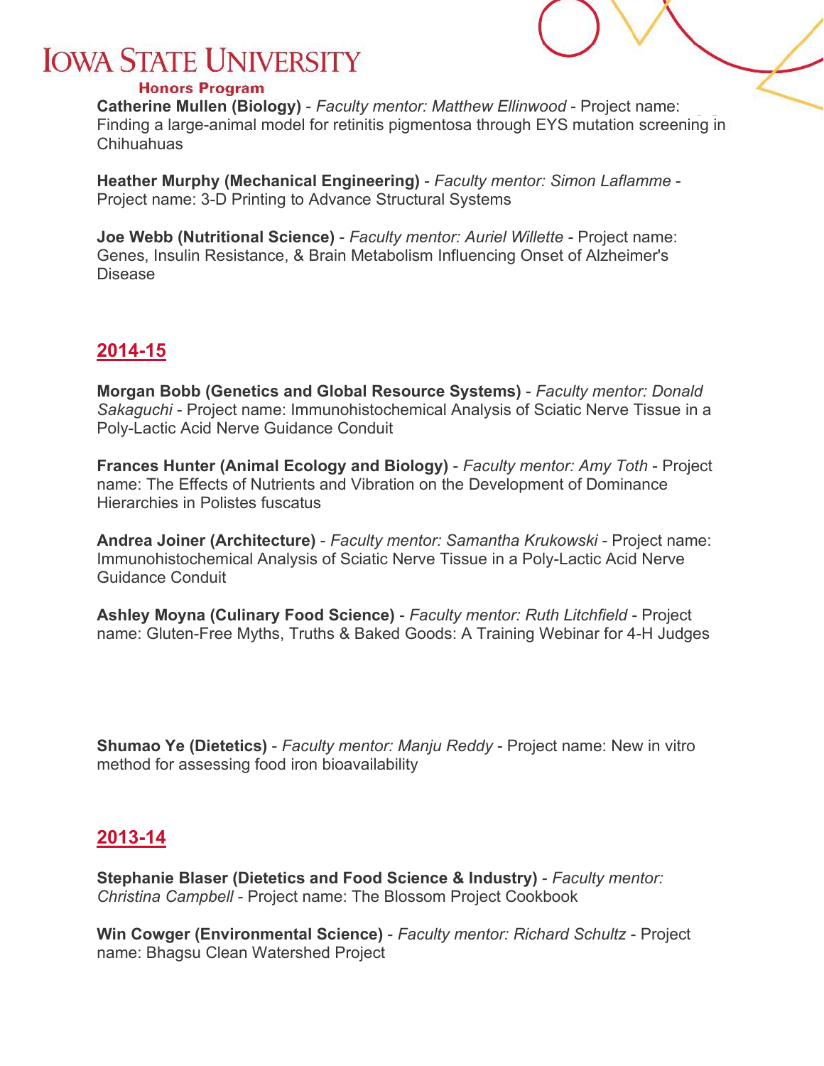**Catherine Mullen (Biology)** - *Faculty mentor: Matthew Ellinwood* - Project name: Finding a large-animal model for retinitis pigmentosa through EYS mutation screening in Chihuahuas

**Heather Murphy (Mechanical Engineering)** - *Faculty mentor: Simon Laflamme* - Project name: 3-D Printing to Advance Structural Systems

**Joe Webb (Nutritional Science)** - *Faculty mentor: Auriel Willette* - Project name: Genes, Insulin Resistance, & Brain Metabolism Influencing Onset of Alzheimer's Disease

## 2014-15

**Morgan Bobb (Genetics and Global Resource Systems)** - *Faculty mentor: Donald Sakaguchi* - Project name: Immunohistochemical Analysis of Sciatic Nerve Tissue in a Poly-Lactic Acid Nerve Guidance Conduit

**Frances Hunter (Animal Ecology and Biology)** - *Faculty mentor: Amy Toth* - Project name: The Effects of Nutrients and Vibration on the Development of Dominance Hierarchies in Polistes fuscatus

**Andrea Joiner (Architecture)** - *Faculty mentor: Samantha Krukowski* - Project name: Immunohistochemical Analysis of Sciatic Nerve Tissue in a Poly-Lactic Acid Nerve Guidance Conduit

**Ashley Moyna (Culinary Food Science)** - *Faculty mentor: Ruth Litchfield* - Project name: Gluten-Free Myths, Truths & Baked Goods: A Training Webinar for 4-H Judges

**Shumao Ye (Dietetics)** - *Faculty mentor: Manju Reddy* - Project name: New in vitro method for assessing food iron bioavailability

## 2013-14

**Stephanie Blaser (Dietetics and Food Science & Industry)** - *Faculty mentor: Christina Campbell* - Project name: The Blossom Project Cookbook

**Win Cowger (Environmental Science)** - *Faculty mentor: Richard Schultz* - Project name: Bhagsu Clean Watershed Project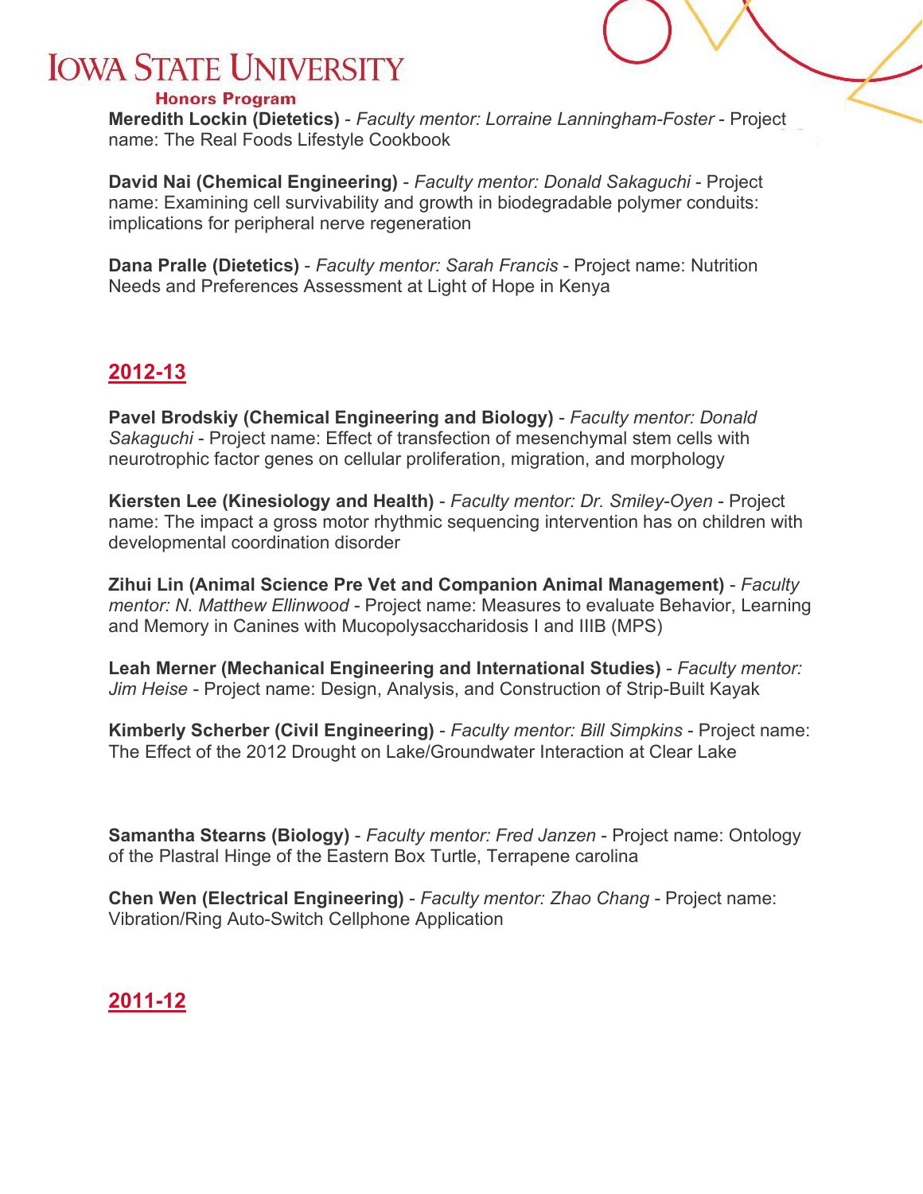Meredith Lockin (Dietetics)** - *Faculty mentor: Lorraine Lanningham-Foster* - Project name: The Real Foods Lifestyle Cookbook

**David Nai (Chemical Engineering)** - *Faculty mentor: Donald Sakaguchi* - Project name: Examining cell survivability and growth in biodegradable polymer conduits: implications for peripheral nerve regeneration

**Dana Pralle (Dietetics)** - *Faculty mentor: Sarah Francis* - Project name: Nutrition Needs and Preferences Assessment at Light of Hope in Kenya

## 2012-13

**Pavel Brodskiy (Chemical Engineering and Biology)** - *Faculty mentor: Donald Sakaguchi* - Project name: Effect of transfection of mesenchymal stem cells with neurotrophic factor genes on cellular proliferation, migration, and morphology

**Kiersten Lee (Kinesiology and Health)** - *Faculty mentor: Dr. Smiley-Oyen* - Project name: The impact a gross motor rhythmic sequencing intervention has on children with developmental coordination disorder

**Zihui Lin (Animal Science Pre Vet and Companion Animal Management)** - *Faculty mentor: N. Matthew Ellinwood* - Project name: Measures to evaluate Behavior, Learning and Memory in Canines with Mucopolysaccharidosis I and IIIB (MPS)

**Leah Merner (Mechanical Engineering and International Studies)** - *Faculty mentor: Jim Heise* - Project name: Design, Analysis, and Construction of Strip-Built Kayak

**Kimberly Scherber (Civil Engineering)** - *Faculty mentor: Bill Simpkins* - Project name: The Effect of the 2012 Drought on Lake/Groundwater Interaction at Clear Lake

**Samantha Stearns (Biology)** - *Faculty mentor: Fred Janzen* - Project name: Ontology of the Plastral Hinge of the Eastern Box Turtle, Terrapene carolina

**Chen Wen (Electrical Engineering)** - *Faculty mentor: Zhao Chang* - Project name: Vibration/Ring Auto-Switch Cellphone Application

## 2011-12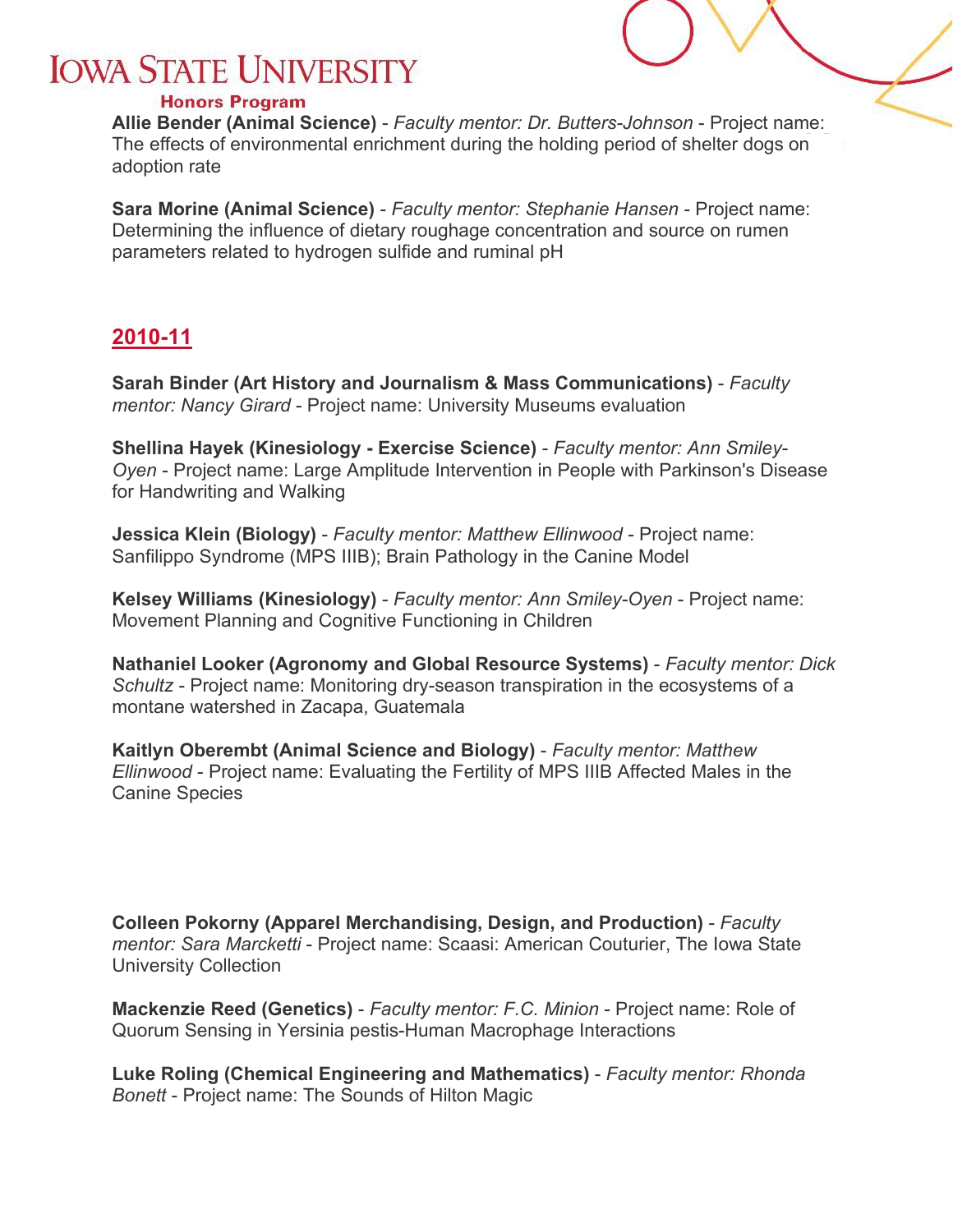**Allie Bender (Animal Science)** - *Faculty mentor: Dr. Butters-Johnson* - Project name: The effects of environmental enrichment during the holding period of shelter dogs on adoption rate

**Sara Morine (Animal Science)** - *Faculty mentor: Stephanie Hansen* - Project name: Determining the influence of dietary roughage concentration and source on rumen parameters related to hydrogen sulfide and ruminal pH

## 2010-11

**Sarah Binder (Art History and Journalism & Mass Communications)** - *Faculty mentor: Nancy Girard* - Project name: University Museums evaluation

**Shellina Hayek (Kinesiology - Exercise Science)** - *Faculty mentor: Ann Smiley-Oyen* - Project name: Large Amplitude Intervention in People with Parkinson's Disease for Handwriting and Walking

**Jessica Klein (Biology)** - *Faculty mentor: Matthew Ellinwood* - Project name: Sanfilippo Syndrome (MPS IIIB); Brain Pathology in the Canine Model

**Kelsey Williams (Kinesiology)** - *Faculty mentor: Ann Smiley-Oyen* - Project name: Movement Planning and Cognitive Functioning in Children

**Nathaniel Looker (Agronomy and Global Resource Systems)** - *Faculty mentor: Dick Schultz* - Project name: Monitoring dry-season transpiration in the ecosystems of a montane watershed in Zacapa, Guatemala

**Kaitlyn Oberembt (Animal Science and Biology)** - *Faculty mentor: Matthew Ellinwood* - Project name: Evaluating the Fertility of MPS IIIB Affected Males in the Canine Species

**Colleen Pokorny (Apparel Merchandising, Design, and Production)** - *Faculty mentor: Sara Marcketti* - Project name: Scaasi: American Couturier, The Iowa State University Collection

**Mackenzie Reed (Genetics)** - *Faculty mentor: F.C. Minion* - Project name: Role of Quorum Sensing in Yersinia pestis-Human Macrophage Interactions

**Luke Roling (Chemical Engineering and Mathematics)** - *Faculty mentor: Rhonda Bonett* - Project name: The Sounds of Hilton Magic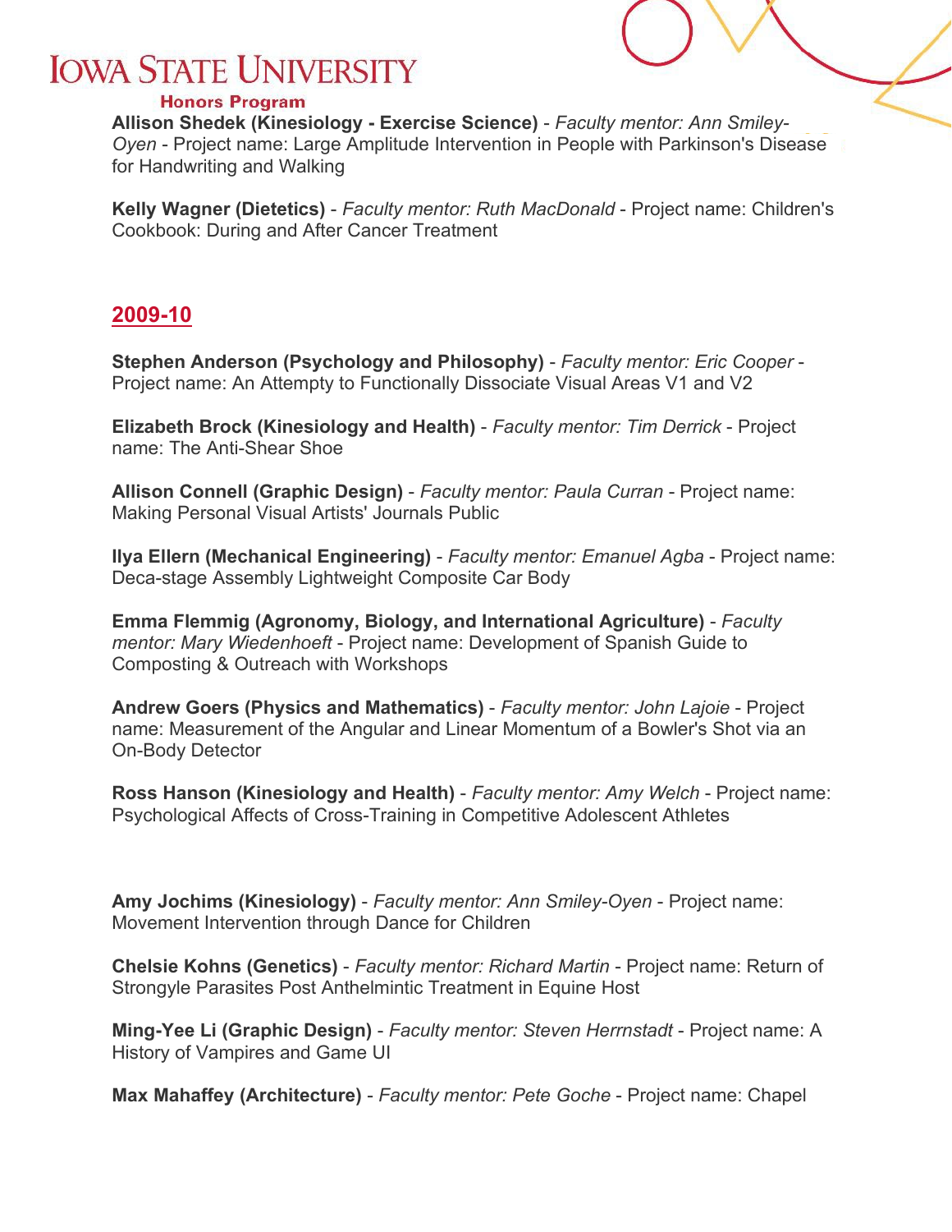**Allison Shedek (Kinesiology - Exercise Science)** - *Faculty mentor: Ann Smiley-Oyen* - Project name: Large Amplitude Intervention in People with Parkinson's Disease for Handwriting and Walking

**Kelly Wagner (Dietetics)** - *Faculty mentor: Ruth MacDonald* - Project name: Children's Cookbook: During and After Cancer Treatment

## 2009-10

**Stephen Anderson (Psychology and Philosophy)** - *Faculty mentor: Eric Cooper* - Project name: An Attempty to Functionally Dissociate Visual Areas V1 and V2

**Elizabeth Brock (Kinesiology and Health)** - *Faculty mentor: Tim Derrick* - Project name: The Anti-Shear Shoe

**Allison Connell (Graphic Design)** - *Faculty mentor: Paula Curran* - Project name: Making Personal Visual Artists' Journals Public

**Ilya Ellern (Mechanical Engineering)** - *Faculty mentor: Emanuel Agba* - Project name: Deca-stage Assembly Lightweight Composite Car Body

**Emma Flemmig (Agronomy, Biology, and International Agriculture)** - *Faculty mentor: Mary Wiedenhoeft* - Project name: Development of Spanish Guide to Composting & Outreach with Workshops

**Andrew Goers (Physics and Mathematics)** - *Faculty mentor: John Lajoie* - Project name: Measurement of the Angular and Linear Momentum of a Bowler's Shot via an On-Body Detector

**Ross Hanson (Kinesiology and Health)** - *Faculty mentor: Amy Welch* - Project name: Psychological Affects of Cross-Training in Competitive Adolescent Athletes

**Amy Jochims (Kinesiology)** - *Faculty mentor: Ann Smiley-Oyen* - Project name: Movement Intervention through Dance for Children

**Chelsie Kohns (Genetics)** - *Faculty mentor: Richard Martin* - Project name: Return of Strongyle Parasites Post Anthelmintic Treatment in Equine Host

**Ming-Yee Li (Graphic Design)** - *Faculty mentor: Steven Herrnstadt* - Project name: A History of Vampires and Game UI

**Max Mahaffey (Architecture)** - *Faculty mentor: Pete Goche* - Project name: Chapel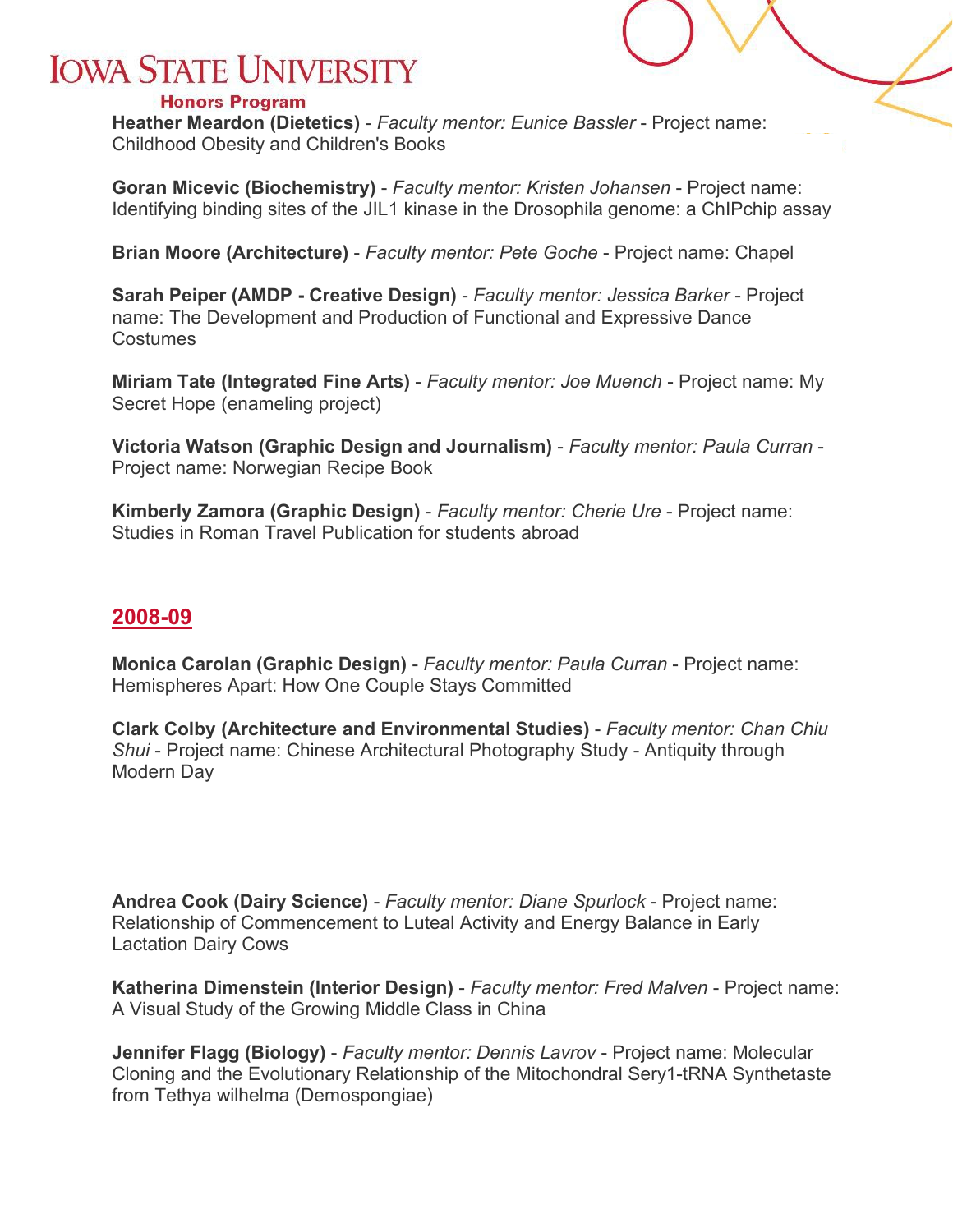**Heather Meardon (Dietetics)** - *Faculty mentor: Eunice Bassler* - Project name: Childhood Obesity and Children's Books

**Goran Micevic (Biochemistry)** - *Faculty mentor: Kristen Johansen* - Project name: Identifying binding sites of the JIL1 kinase in the Drosophila genome: a ChIPchip assay

**Brian Moore (Architecture)** - *Faculty mentor: Pete Goche* - Project name: Chapel

**Sarah Peiper (AMDP - Creative Design)** - *Faculty mentor: Jessica Barker* - Project name: The Development and Production of Functional and Expressive Dance Costumes

**Miriam Tate (Integrated Fine Arts)** - *Faculty mentor: Joe Muench* - Project name: My Secret Hope (enameling project)

**Victoria Watson (Graphic Design and Journalism)** - *Faculty mentor: Paula Curran* - Project name: Norwegian Recipe Book

**Kimberly Zamora (Graphic Design)** - *Faculty mentor: Cherie Ure* - Project name: Studies in Roman Travel Publication for students abroad

## 2008-09

**Monica Carolan (Graphic Design)** - *Faculty mentor: Paula Curran* - Project name: Hemispheres Apart: How One Couple Stays Committed

**Clark Colby (Architecture and Environmental Studies)** - *Faculty mentor: Chan Chiu Shui* - Project name: Chinese Architectural Photography Study - Antiquity through Modern Day

**Andrea Cook (Dairy Science)** - *Faculty mentor: Diane Spurlock* - Project name: Relationship of Commencement to Luteal Activity and Energy Balance in Early Lactation Dairy Cows

**Katherina Dimenstein (Interior Design)** - *Faculty mentor: Fred Malven* - Project name: A Visual Study of the Growing Middle Class in China

**Jennifer Flagg (Biology)** - *Faculty mentor: Dennis Lavrov* - Project name: Molecular Cloning and the Evolutionary Relationship of the Mitochondral Sery1-tRNA Synthetaste from Tethya wilhelma (Demospongiae)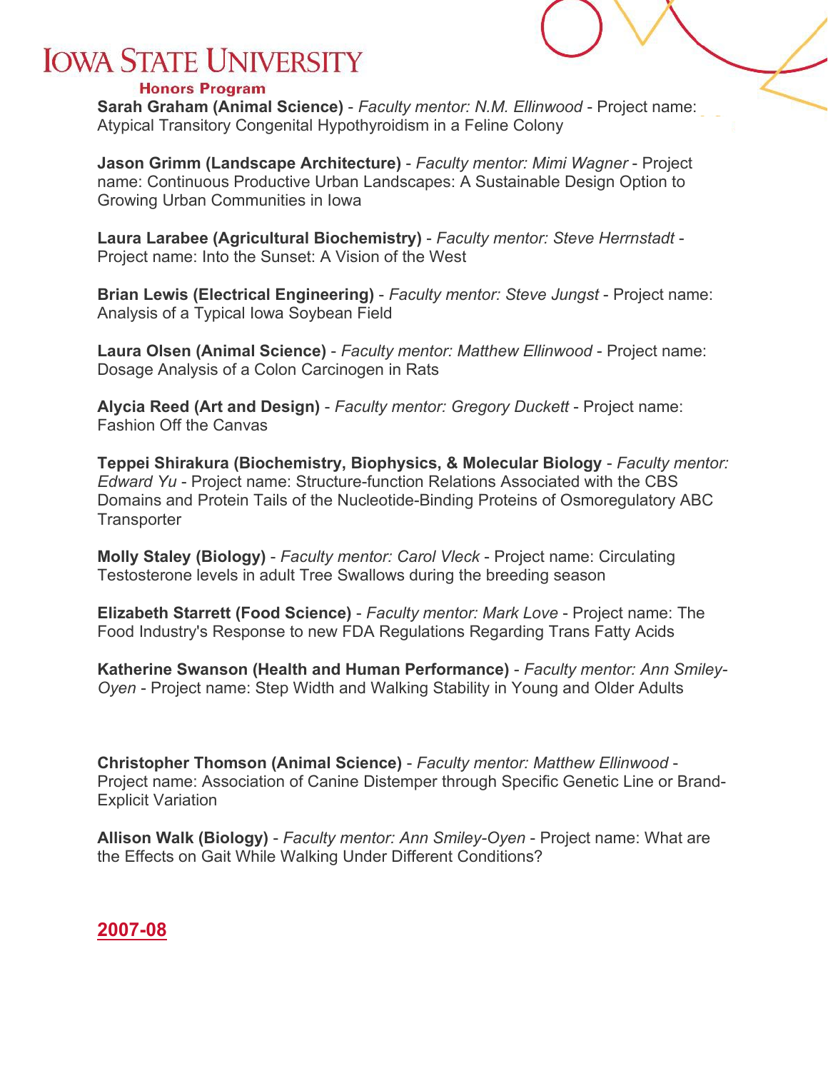**Sarah Graham (Animal Science)** - *Faculty mentor: N.M. Ellinwood* - Project name: Atypical Transitory Congenital Hypothyroidism in a Feline Colony

**Jason Grimm (Landscape Architecture)** - *Faculty mentor: Mimi Wagner* - Project name: Continuous Productive Urban Landscapes: A Sustainable Design Option to Growing Urban Communities in Iowa

**Laura Larabee (Agricultural Biochemistry)** - *Faculty mentor: Steve Herrnstadt* - Project name: Into the Sunset: A Vision of the West

**Brian Lewis (Electrical Engineering)** - *Faculty mentor: Steve Jungst* - Project name: Analysis of a Typical Iowa Soybean Field

**Laura Olsen (Animal Science)** - *Faculty mentor: Matthew Ellinwood* - Project name: Dosage Analysis of a Colon Carcinogen in Rats

**Alycia Reed (Art and Design)** - *Faculty mentor: Gregory Duckett* - Project name: Fashion Off the Canvas

**Teppei Shirakura (Biochemistry, Biophysics, & Molecular Biology** - *Faculty mentor: Edward Yu* - Project name: Structure-function Relations Associated with the CBS Domains and Protein Tails of the Nucleotide-Binding Proteins of Osmoregulatory ABC Transporter

**Molly Staley (Biology)** - *Faculty mentor: Carol Vleck* - Project name: Circulating Testosterone levels in adult Tree Swallows during the breeding season

**Elizabeth Starrett (Food Science)** - *Faculty mentor: Mark Love* - Project name: The Food Industry's Response to new FDA Regulations Regarding Trans Fatty Acids

**Katherine Swanson (Health and Human Performance)** - *Faculty mentor: Ann Smiley-Oyen* - Project name: Step Width and Walking Stability in Young and Older Adults

**Christopher Thomson (Animal Science)** - *Faculty mentor: Matthew Ellinwood* - Project name: Association of Canine Distemper through Specific Genetic Line or Brand-Explicit Variation

**Allison Walk (Biology)** - *Faculty mentor: Ann Smiley-Oyen* - Project name: What are the Effects on Gait While Walking Under Different Conditions?

## 2007-08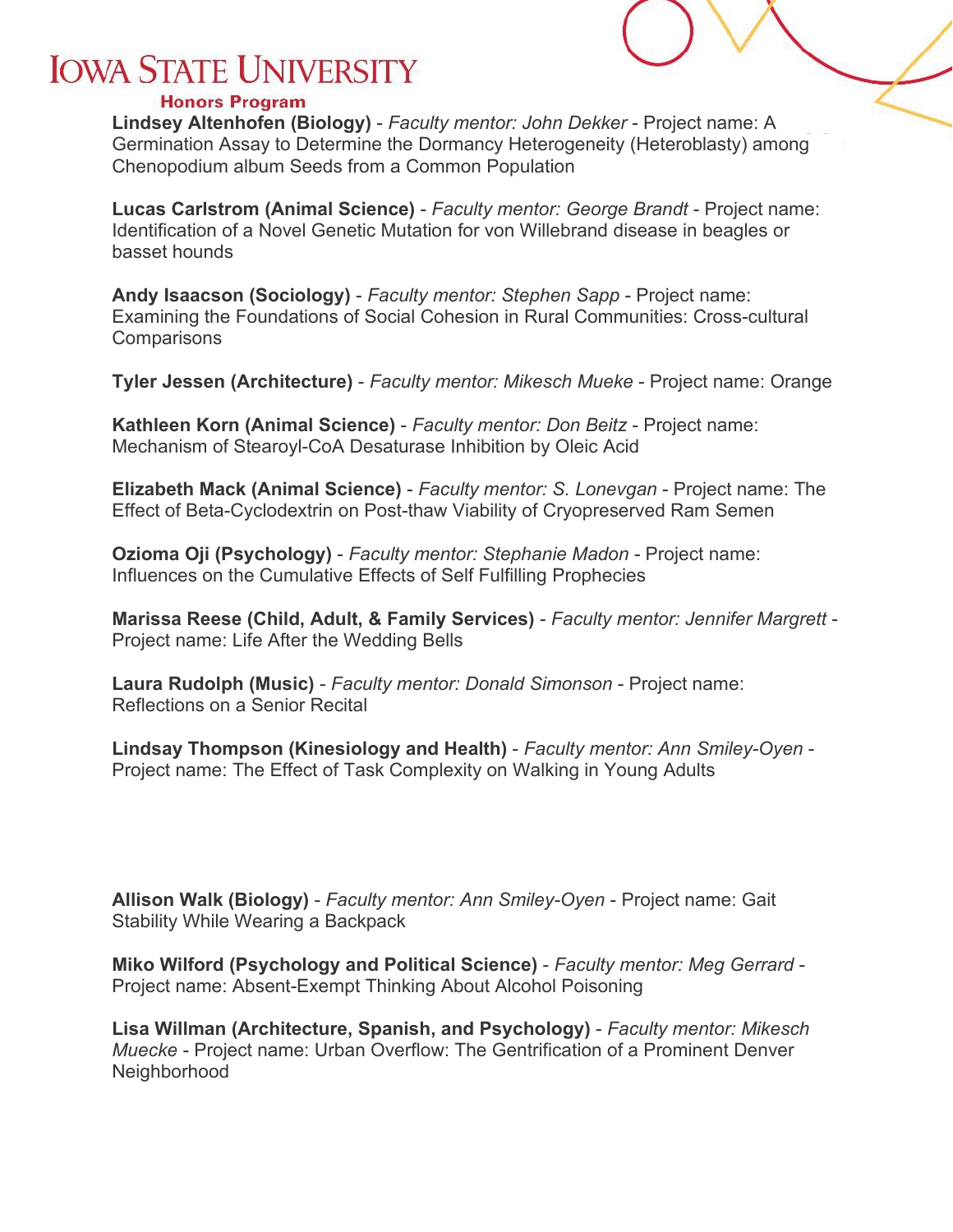**Lindsey Altenhofen (Biology)** - *Faculty mentor: John Dekker* - Project name: A Germination Assay to Determine the Dormancy Heterogeneity (Heteroblasty) among Chenopodium album Seeds from a Common Population

**Lucas Carlstrom (Animal Science)** - *Faculty mentor: George Brandt* - Project name: Identification of a Novel Genetic Mutation for von Willebrand disease in beagles or basset hounds

**Andy Isaacson (Sociology)** - *Faculty mentor: Stephen Sapp* - Project name: Examining the Foundations of Social Cohesion in Rural Communities: Cross-cultural Comparisons

**Tyler Jessen (Architecture)** - *Faculty mentor: Mikesch Mueke* - Project name: Orange

**Kathleen Korn (Animal Science)** - *Faculty mentor: Don Beitz* - Project name: Mechanism of Stearoyl-CoA Desaturase Inhibition by Oleic Acid

**Elizabeth Mack (Animal Science)** - *Faculty mentor: S. Lonevgan* - Project name: The Effect of Beta-Cyclodextrin on Post-thaw Viability of Cryopreserved Ram Semen

**Ozioma Oji (Psychology)** - *Faculty mentor: Stephanie Madon* - Project name: Influences on the Cumulative Effects of Self Fulfilling Prophecies

**Marissa Reese (Child, Adult, & Family Services)** - *Faculty mentor: Jennifer Margrett* - Project name: Life After the Wedding Bells

**Laura Rudolph (Music)** - *Faculty mentor: Donald Simonson* - Project name: Reflections on a Senior Recital

**Lindsay Thompson (Kinesiology and Health)** - *Faculty mentor: Ann Smiley-Oyen* - Project name: The Effect of Task Complexity on Walking in Young Adults

**Allison Walk (Biology)** - *Faculty mentor: Ann Smiley-Oyen* - Project name: Gait Stability While Wearing a Backpack

**Miko Wilford (Psychology and Political Science)** - *Faculty mentor: Meg Gerrard* - Project name: Absent-Exempt Thinking About Alcohol Poisoning

**Lisa Willman (Architecture, Spanish, and Psychology)** - *Faculty mentor: Mikesch Muecke* - Project name: Urban Overflow: The Gentrification of a Prominent Denver Neighborhood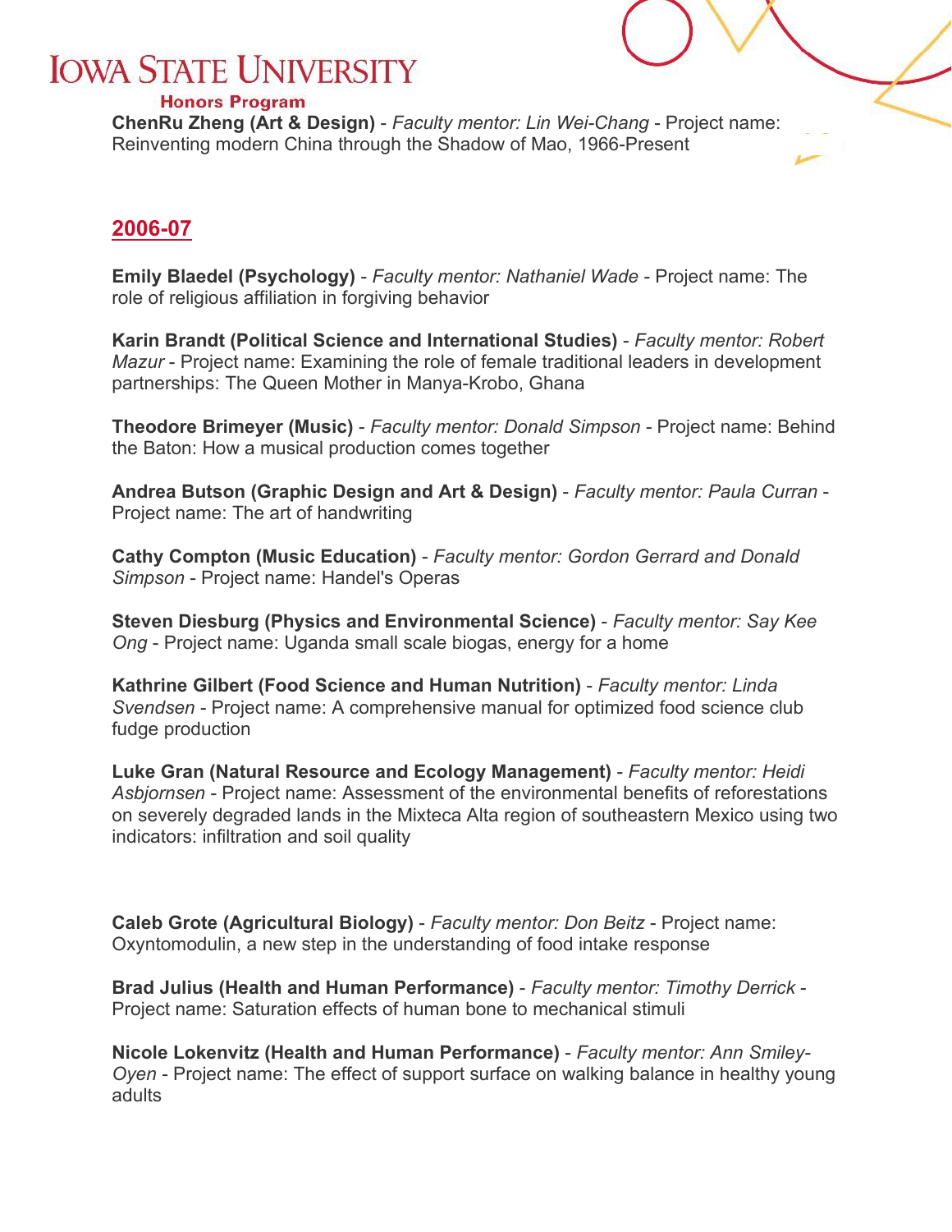**ChenRu Zheng (Art & Design)** - *Faculty mentor: Lin Wei-Chang* - Project name: Reinventing modern China through the Shadow of Mao, 1966-Present

## 2006-07

**Emily Blaedel (Psychology)** - *Faculty mentor: Nathaniel Wade* - Project name: The role of religious affiliation in forgiving behavior

**Karin Brandt (Political Science and International Studies)** - *Faculty mentor: Robert Mazur* - Project name: Examining the role of female traditional leaders in development partnerships: The Queen Mother in Manya-Krobo, Ghana

**Theodore Brimeyer (Music)** - *Faculty mentor: Donald Simpson* - Project name: Behind the Baton: How a musical production comes together

**Andrea Butson (Graphic Design and Art & Design)** - *Faculty mentor: Paula Curran* - Project name: The art of handwriting

**Cathy Compton (Music Education)** - *Faculty mentor: Gordon Gerrard and Donald Simpson* - Project name: Handel's Operas

**Steven Diesburg (Physics and Environmental Science)** - *Faculty mentor: Say Kee Ong* - Project name: Uganda small scale biogas, energy for a home

**Kathrine Gilbert (Food Science and Human Nutrition)** - *Faculty mentor: Linda Svendsen* - Project name: A comprehensive manual for optimized food science club fudge production

**Luke Gran (Natural Resource and Ecology Management)** - *Faculty mentor: Heidi Asbjornsen* - Project name: Assessment of the environmental benefits of reforestations on severely degraded lands in the Mixteca Alta region of southeastern Mexico using two indicators: infiltration and soil quality

**Caleb Grote (Agricultural Biology)** - *Faculty mentor: Don Beitz* - Project name: Oxyntomodulin, a new step in the understanding of food intake response

**Brad Julius (Health and Human Performance)** - *Faculty mentor: Timothy Derrick* - Project name: Saturation effects of human bone to mechanical stimuli

**Nicole Lokenvitz (Health and Human Performance)** - *Faculty mentor: Ann Smiley-Oyen* - Project name: The effect of support surface on walking balance in healthy young adults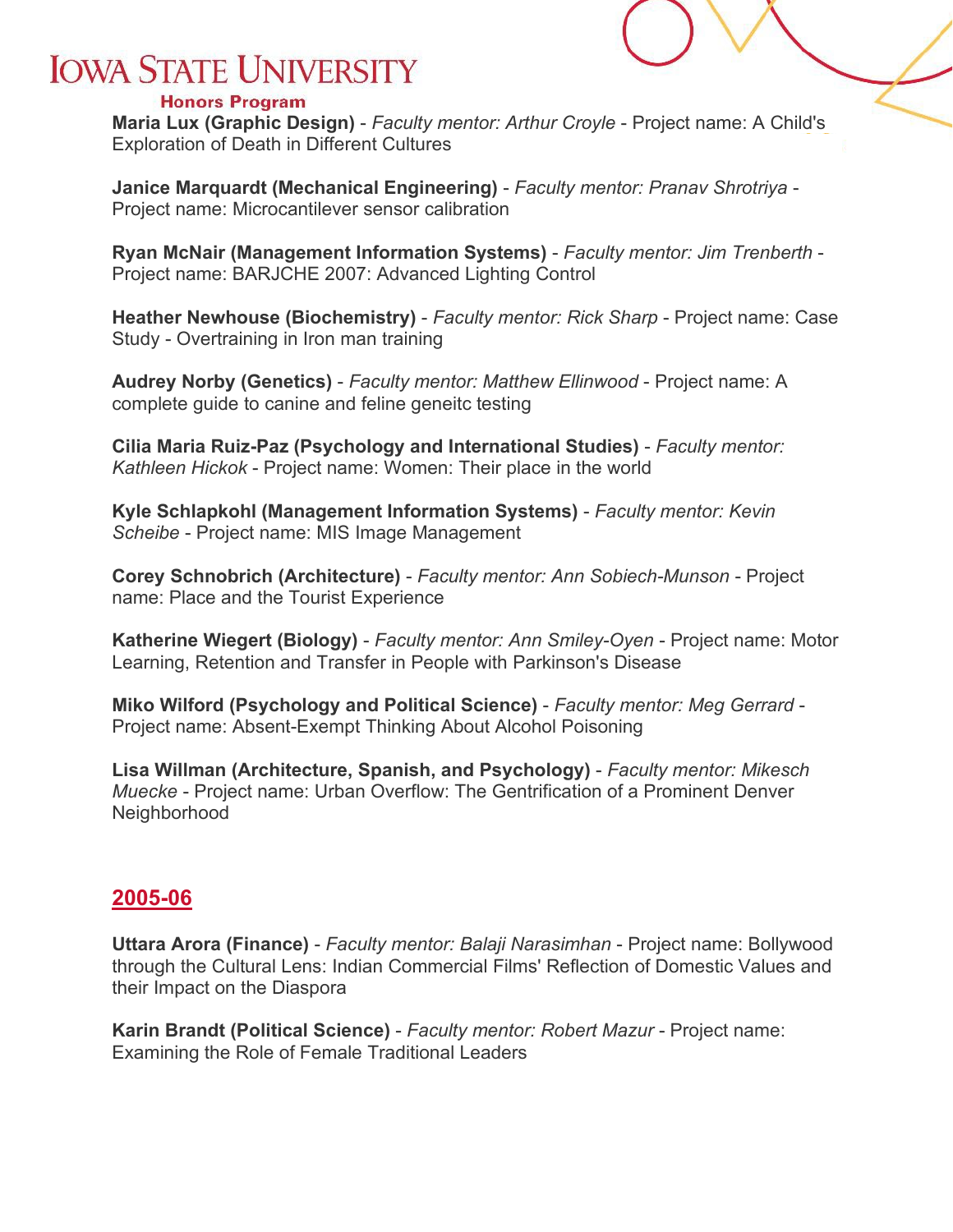**Maria Lux (Graphic Design)** - *Faculty mentor: Arthur Croyle* - Project name: A Child's Exploration of Death in Different Cultures

**Janice Marquardt (Mechanical Engineering)** - *Faculty mentor: Pranav Shrotriya* - Project name: Microcantilever sensor calibration

**Ryan McNair (Management Information Systems)** - *Faculty mentor: Jim Trenberth* - Project name: BARJCHE 2007: Advanced Lighting Control

**Heather Newhouse (Biochemistry)** - *Faculty mentor: Rick Sharp* - Project name: Case Study - Overtraining in Iron man training

**Audrey Norby (Genetics)** - *Faculty mentor: Matthew Ellinwood* - Project name: A complete guide to canine and feline geneitc testing

**Cilia Maria Ruiz-Paz (Psychology and International Studies)** - *Faculty mentor: Kathleen Hickok* - Project name: Women: Their place in the world

**Kyle Schlapkohl (Management Information Systems)** - *Faculty mentor: Kevin Scheibe* - Project name: MIS Image Management

**Corey Schnobrich (Architecture)** - *Faculty mentor: Ann Sobiech-Munson* - Project name: Place and the Tourist Experience

**Katherine Wiegert (Biology)** - *Faculty mentor: Ann Smiley-Oyen* - Project name: Motor Learning, Retention and Transfer in People with Parkinson's Disease

**Miko Wilford (Psychology and Political Science)** - *Faculty mentor: Meg Gerrard* - Project name: Absent-Exempt Thinking About Alcohol Poisoning

**Lisa Willman (Architecture, Spanish, and Psychology)** - *Faculty mentor: Mikesch Muecke* - Project name: Urban Overflow: The Gentrification of a Prominent Denver Neighborhood

## 2005-06

**Uttara Arora (Finance)** - *Faculty mentor: Balaji Narasimhan* - Project name: Bollywood through the Cultural Lens: Indian Commercial Films' Reflection of Domestic Values and their Impact on the Diaspora

**Karin Brandt (Political Science)** - *Faculty mentor: Robert Mazur* - Project name: Examining the Role of Female Traditional Leaders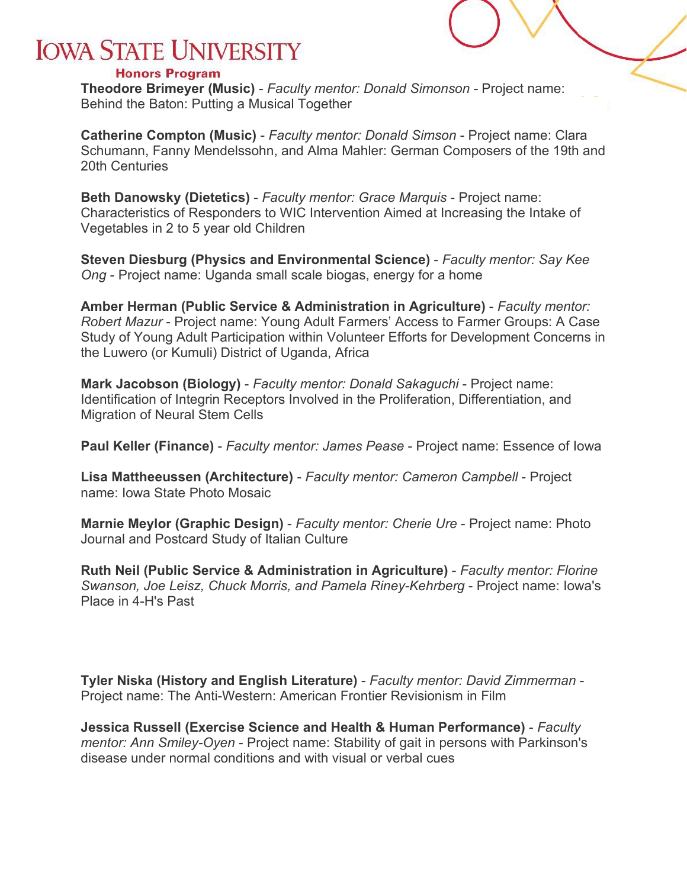**Theodore Brimeyer (Music)** - *Faculty mentor: Donald Simonson* - Project name: Behind the Baton: Putting a Musical Together

**Catherine Compton (Music)** - *Faculty mentor: Donald Simson* - Project name: Clara Schumann, Fanny Mendelssohn, and Alma Mahler: German Composers of the 19th and 20th Centuries

**Beth Danowsky (Dietetics)** - *Faculty mentor: Grace Marquis* - Project name: Characteristics of Responders to WIC Intervention Aimed at Increasing the Intake of Vegetables in 2 to 5 year old Children

**Steven Diesburg (Physics and Environmental Science)** - *Faculty mentor: Say Kee Ong* - Project name: Uganda small scale biogas, energy for a home

**Amber Herman (Public Service & Administration in Agriculture)** - *Faculty mentor: Robert Mazur* - Project name: Young Adult Farmers' Access to Farmer Groups: A Case Study of Young Adult Participation within Volunteer Efforts for Development Concerns in the Luwero (or Kumuli) District of Uganda, Africa

**Mark Jacobson (Biology)** - *Faculty mentor: Donald Sakaguchi* - Project name: Identification of Integrin Receptors Involved in the Proliferation, Differentiation, and Migration of Neural Stem Cells

**Paul Keller (Finance)** - *Faculty mentor: James Pease* - Project name: Essence of Iowa

**Lisa Mattheeussen (Architecture)** - *Faculty mentor: Cameron Campbell* - Project name: Iowa State Photo Mosaic

**Marnie Meylor (Graphic Design)** - *Faculty mentor: Cherie Ure* - Project name: Photo Journal and Postcard Study of Italian Culture

**Ruth Neil (Public Service & Administration in Agriculture)** - *Faculty mentor: Florine Swanson, Joe Leisz, Chuck Morris, and Pamela Riney-Kehrberg* - Project name: Iowa's Place in 4-H's Past

**Tyler Niska (History and English Literature)** - *Faculty mentor: David Zimmerman* - Project name: The Anti-Western: American Frontier Revisionism in Film

**Jessica Russell (Exercise Science and Health & Human Performance)** - *Faculty mentor: Ann Smiley-Oyen* - Project name: Stability of gait in persons with Parkinson's disease under normal conditions and with visual or verbal cues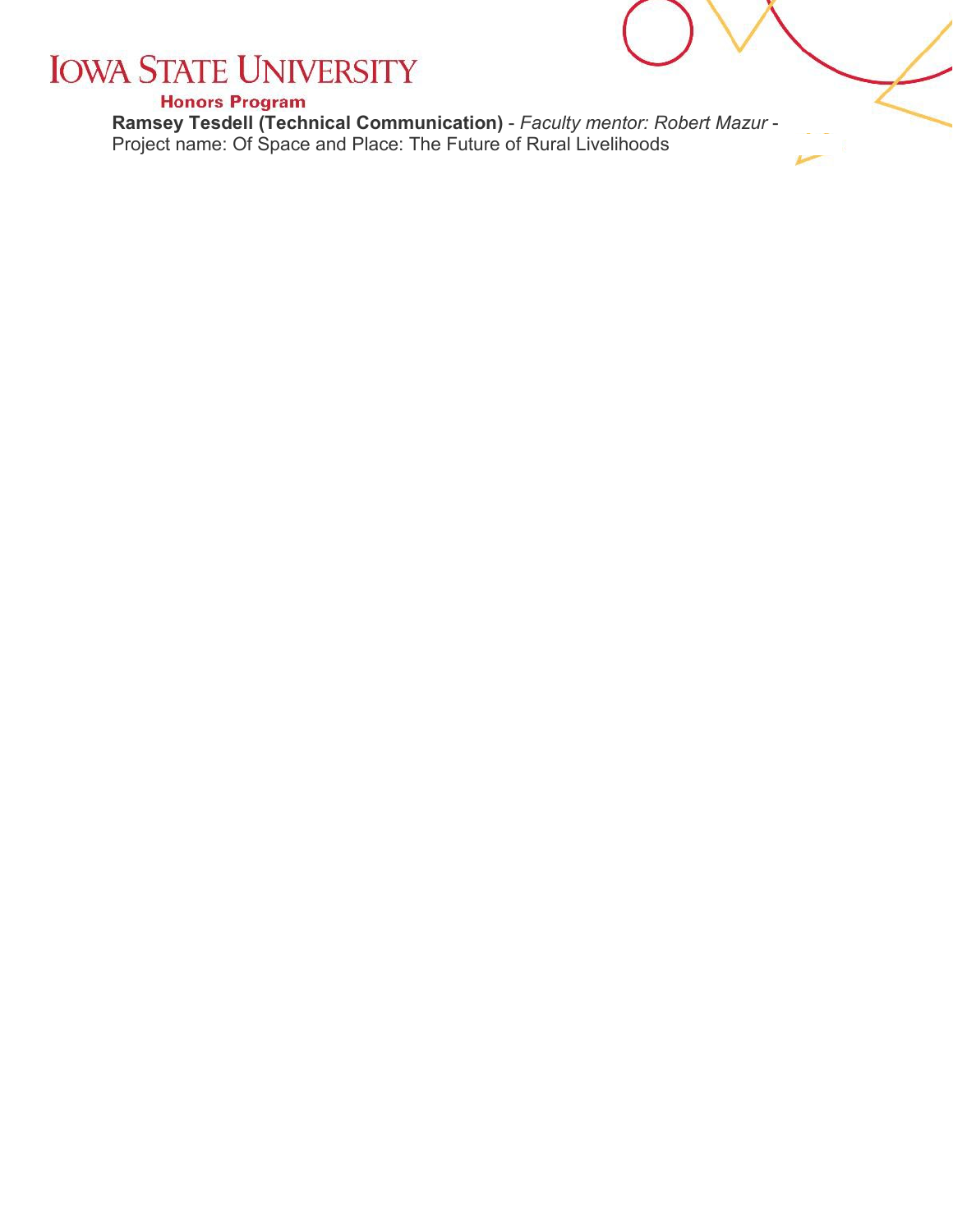Ramsey Tesdell (Technical Communication) - *Faculty mentor: Robert Mazur* - Project name: Of Space and Place: The Future of Rural Livelihoods